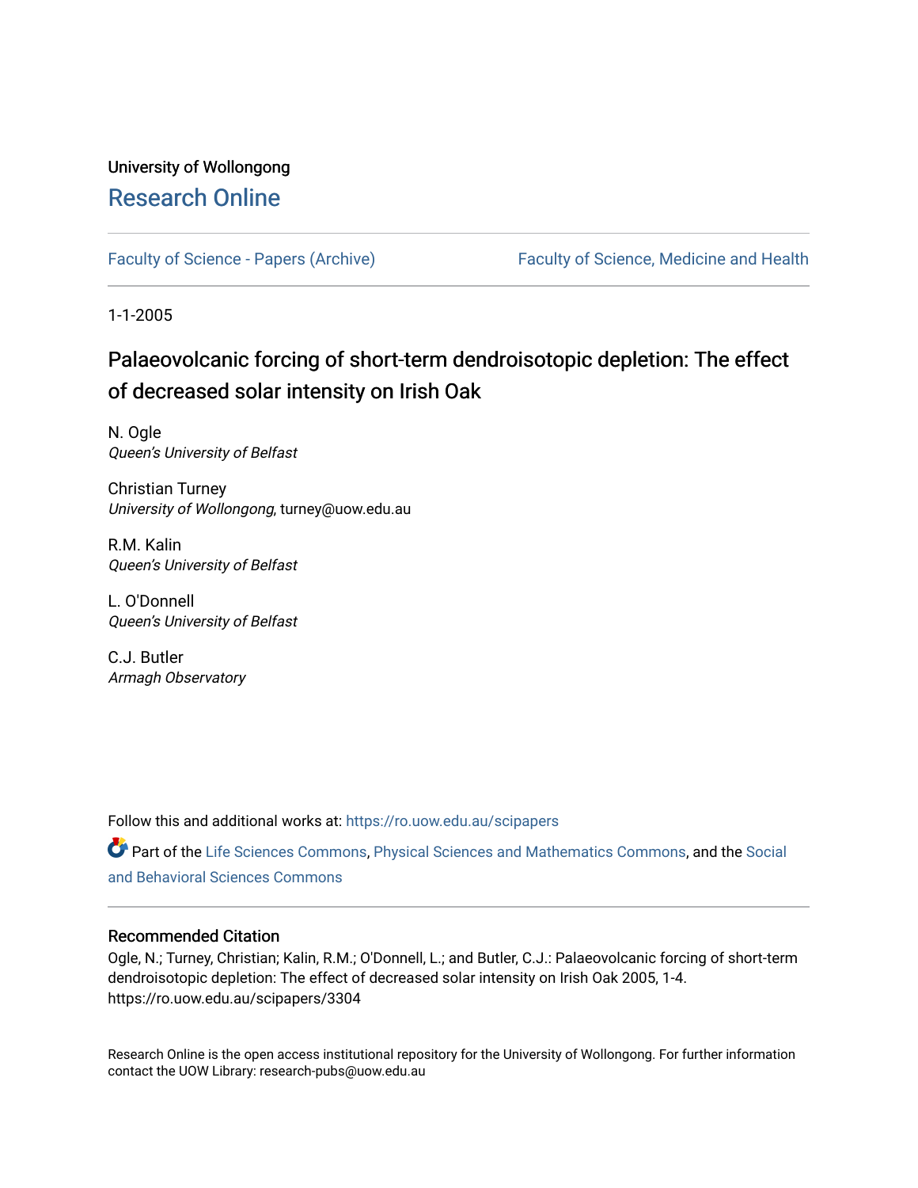University of Wollongong

# Research Online

Faculty of Science - Papers (Archive) | Faculty of Science, Medicine and Health

1-1-2005

## Palaeovolcanic forcing of short-term dendroisotopic depletion: The effect of decreased solar intensity on Irish Oak

N. Ogle
*Queen's University of Belfast*

Christian Turney
*University of Wollongong*, turney@uow.edu.au

R.M. Kalin
*Queen's University of Belfast*

L. O'Donnell
*Queen's University of Belfast*

C.J. Butler
*Armagh Observatory*

Follow this and additional works at: https://ro.uow.edu.au/scipapers

Part of the Life Sciences Commons, Physical Sciences and Mathematics Commons, and the Social and Behavioral Sciences Commons

### Recommended Citation

Ogle, N.; Turney, Christian; Kalin, R.M.; O'Donnell, L.; and Butler, C.J.: Palaeovolcanic forcing of short-term dendroisotopic depletion: The effect of decreased solar intensity on Irish Oak 2005, 1-4.
https://ro.uow.edu.au/scipapers/3304

Research Online is the open access institutional repository for the University of Wollongong. For further information contact the UOW Library: research-pubs@uow.edu.au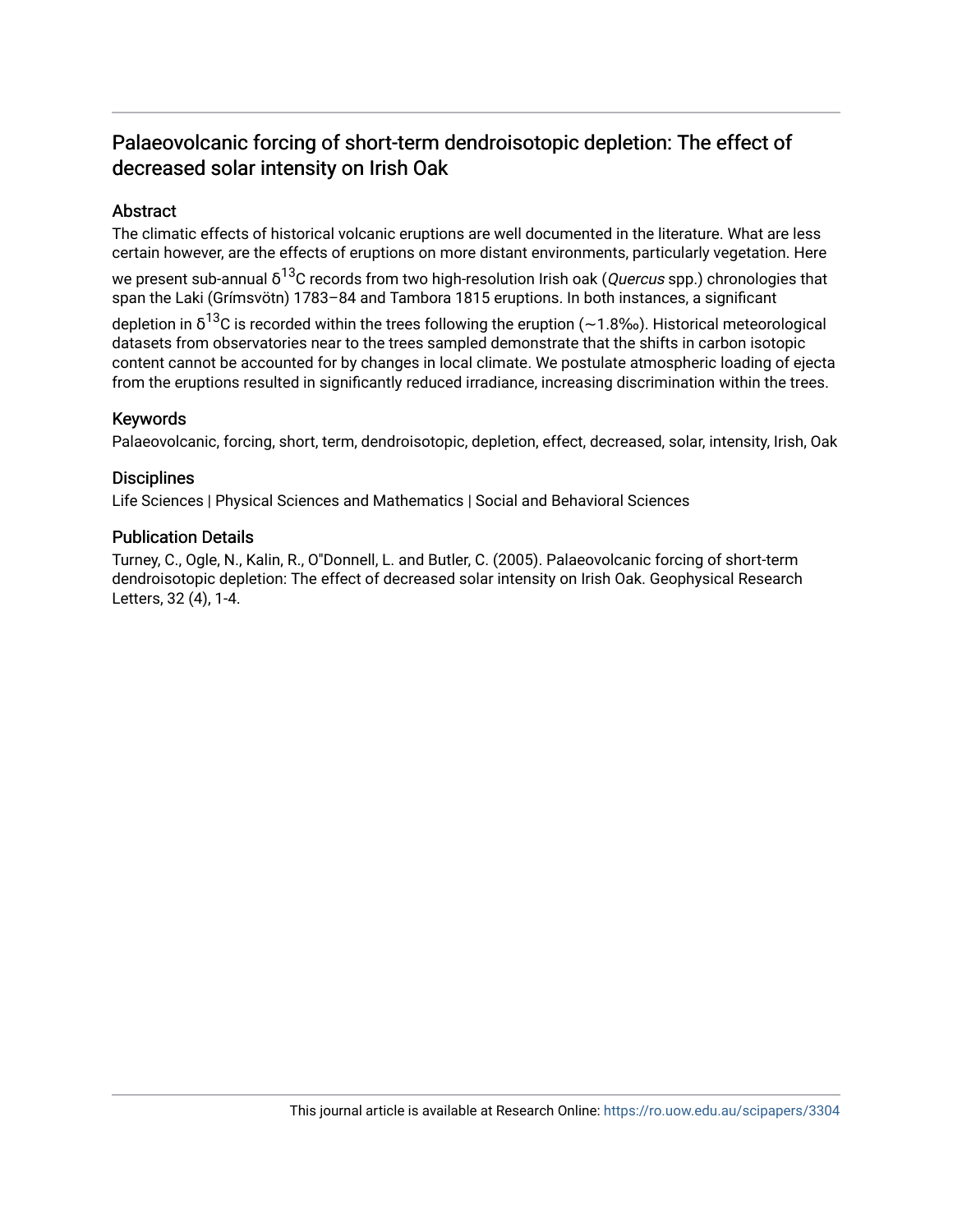# Palaeovolcanic forcing of short-term dendroisotopic depletion: The effect of decreased solar intensity on Irish Oak

## Abstract

The climatic effects of historical volcanic eruptions are well documented in the literature. What are less certain however, are the effects of eruptions on more distant environments, particularly vegetation. Here we present sub-annual $\delta^{13}C$ records from two high-resolution Irish oak (*Quercus* spp.) chronologies that span the Laki (Grímsvötn) 1783–84 and Tambora 1815 eruptions. In both instances, a significant depletion in $\delta^{13}C$ is recorded within the trees following the eruption (~1.8‰). Historical meteorological datasets from observatories near to the trees sampled demonstrate that the shifts in carbon isotopic content cannot be accounted for by changes in local climate. We postulate atmospheric loading of ejecta from the eruptions resulted in significantly reduced irradiance, increasing discrimination within the trees.

## Keywords

Palaeovolcanic, forcing, short, term, dendroisotopic, depletion, effect, decreased, solar, intensity, Irish, Oak

## Disciplines

Life Sciences | Physical Sciences and Mathematics | Social and Behavioral Sciences

## Publication Details

Turney, C., Ogle, N., Kalin, R., O"Donnell, L. and Butler, C. (2005). Palaeovolcanic forcing of short-term dendroisotopic depletion: The effect of decreased solar intensity on Irish Oak. Geophysical Research Letters, 32 (4), 1-4.

This journal article is available at Research Online: https://ro.uow.edu.au/scipapers/3304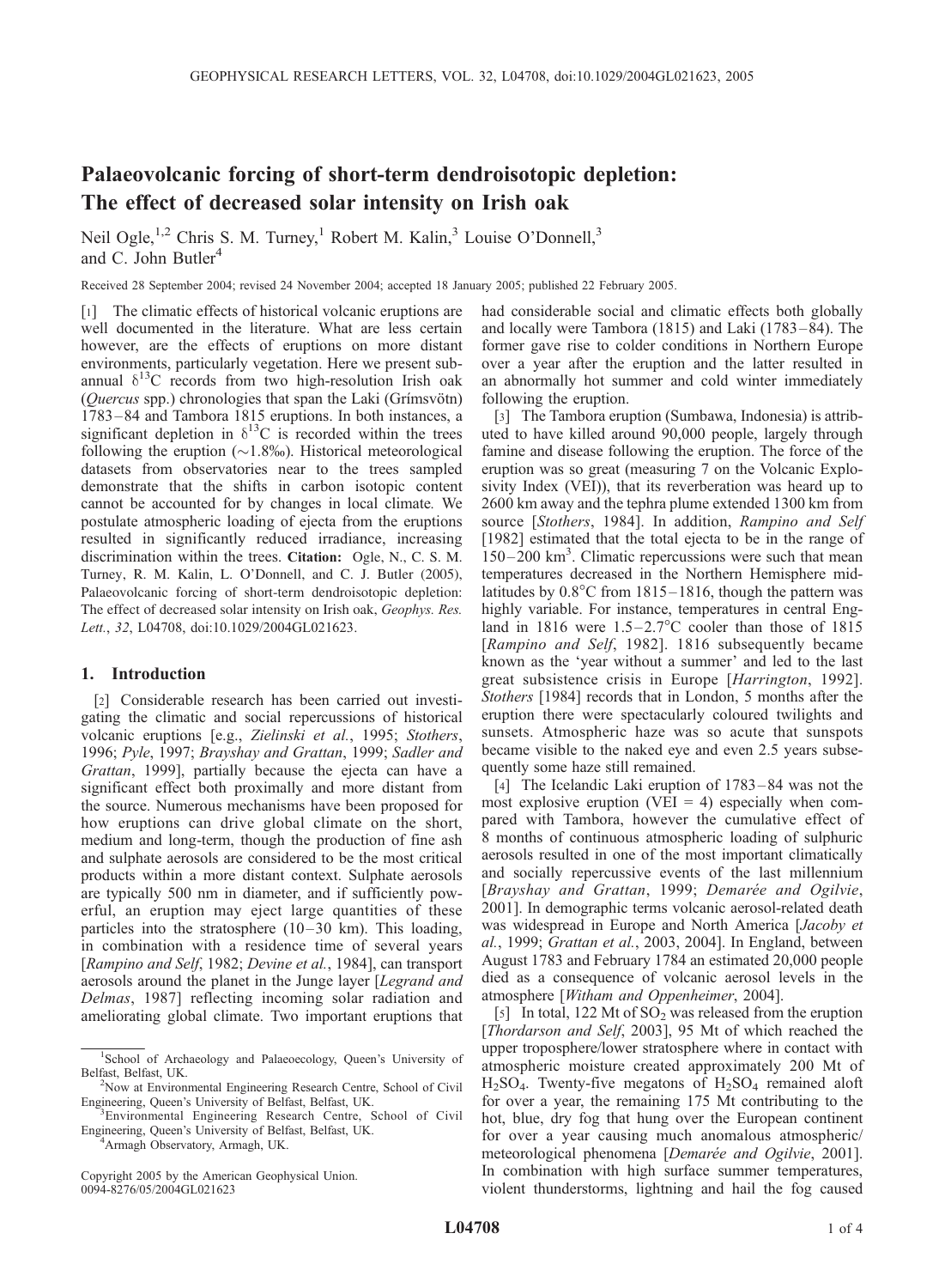# Palaeovolcanic forcing of short-term dendroisotopic depletion: The effect of decreased solar intensity on Irish oak

Neil Ogle,[1,2] Chris S. M. Turney,[1] Robert M. Kalin,[3] Louise O'Donnell,[3] and C. John Butler[4]

Received 28 September 2004; revised 24 November 2004; accepted 18 January 2005; published 22 February 2005.

[1] The climatic effects of historical volcanic eruptions are well documented in the literature. What are less certain however, are the effects of eruptions on more distant environments, particularly vegetation. Here we present sub-annual $\delta^{13}C$ records from two high-resolution Irish oak (*Quercus* spp.) chronologies that span the Laki (Grímsvötn) 1783–84 and Tambora 1815 eruptions. In both instances, a significant depletion in $\delta^{13}C$ is recorded within the trees following the eruption (~1.8‰). Historical meteorological datasets from observatories near to the trees sampled demonstrate that the shifts in carbon isotopic content cannot be accounted for by changes in local climate. We postulate atmospheric loading of ejecta from the eruptions resulted in significantly reduced irradiance, increasing discrimination within the trees. **Citation:** Ogle, N., C. S. M. Turney, R. M. Kalin, L. O'Donnell, and C. J. Butler (2005), Palaeovolcanic forcing of short-term dendroisotopic depletion: The effect of decreased solar intensity on Irish oak, *Geophys. Res. Lett.*, *32*, L04708, doi:10.1029/2004GL021623.

## 1. Introduction

[2] Considerable research has been carried out investigating the climatic and social repercussions of historical volcanic eruptions [e.g., *Zielinski et al.*, 1995; *Stothers*, 1996; *Pyle*, 1997; *Brayshay and Grattan*, 1999; *Sadler and Grattan*, 1999], partially because the ejecta can have a significant effect both proximally and more distant from the source. Numerous mechanisms have been proposed for how eruptions can drive global climate on the short, medium and long-term, though the production of fine ash and sulphate aerosols are considered to be the most critical products within a more distant context. Sulphate aerosols are typically 500 nm in diameter, and if sufficiently powerful, an eruption may eject large quantities of these particles into the stratosphere (10–30 km). This loading, in combination with a residence time of several years [*Rampino and Self*, 1982; *Devine et al.*, 1984], can transport aerosols around the planet in the Junge layer [*Legrand and Delmas*, 1987] reflecting incoming solar radiation and ameliorating global climate. Two important eruptions that had considerable social and climatic effects both globally and locally were Tambora (1815) and Laki (1783–84). The former gave rise to colder conditions in Northern Europe over a year after the eruption and the latter resulted in an abnormally hot summer and cold winter immediately following the eruption.

[3] The Tambora eruption (Sumbawa, Indonesia) is attributed to have killed around 90,000 people, largely through famine and disease following the eruption. The force of the eruption was so great (measuring 7 on the Volcanic Explosivity Index (VEI)), that its reverberation was heard up to 2600 km away and the tephra plume extended 1300 km from source [*Stothers*, 1984]. In addition, *Rampino and Self* [1982] estimated that the total ejecta to be in the range of 150–200 km$^3$. Climatic repercussions were such that mean temperatures decreased in the Northern Hemisphere mid-latitudes by 0.8°C from 1815–1816, though the pattern was highly variable. For instance, temperatures in central England in 1816 were 1.5–2.7°C cooler than those of 1815 [*Rampino and Self*, 1982]. 1816 subsequently became known as the 'year without a summer' and led to the last great subsistence crisis in Europe [*Harrington*, 1992]. *Stothers* [1984] records that in London, 5 months after the eruption there were spectacularly coloured twilights and sunsets. Atmospheric haze was so acute that sunspots became visible to the naked eye and even 2.5 years subsequently some haze still remained.

[4] The Icelandic Laki eruption of 1783–84 was not the most explosive eruption (VEI = 4) especially when compared with Tambora, however the cumulative effect of 8 months of continuous atmospheric loading of sulphuric aerosols resulted in one of the most important climatically and socially repercussive events of the last millennium [*Brayshay and Grattan*, 1999; *Demarée and Ogilvie*, 2001]. In demographic terms volcanic aerosol-related death was widespread in Europe and North America [*Jacoby et al.*, 1999; *Grattan et al.*, 2003, 2004]. In England, between August 1783 and February 1784 an estimated 20,000 people died as a consequence of volcanic aerosol levels in the atmosphere [*Witham and Oppenheimer*, 2004].

[5] In total, 122 Mt of $SO_2$ was released from the eruption [*Thordarson and Self*, 2003], 95 Mt of which reached the upper troposphere/lower stratosphere where in contact with atmospheric moisture created approximately 200 Mt of $H_2SO_4$. Twenty-five megatons of $H_2SO_4$ remained aloft for over a year, the remaining 175 Mt contributing to the hot, blue, dry fog that hung over the European continent for over a year causing much anomalous atmospheric/meteorological phenomena [*Demarée and Ogilvie*, 2001]. In combination with high surface summer temperatures, violent thunderstorms, lightning and hail the fog caused

---

[1] School of Archaeology and Palaeoecology, Queen's University of Belfast, Belfast, UK.

[2] Now at Environmental Engineering Research Centre, School of Civil Engineering, Queen's University of Belfast, Belfast, UK.

[3] Environmental Engineering Research Centre, School of Civil Engineering, Queen's University of Belfast, Belfast, UK.

[4] Armagh Observatory, Armagh, UK.

Copyright 2005 by the American Geophysical Union.
0094-8276/05/2004GL021623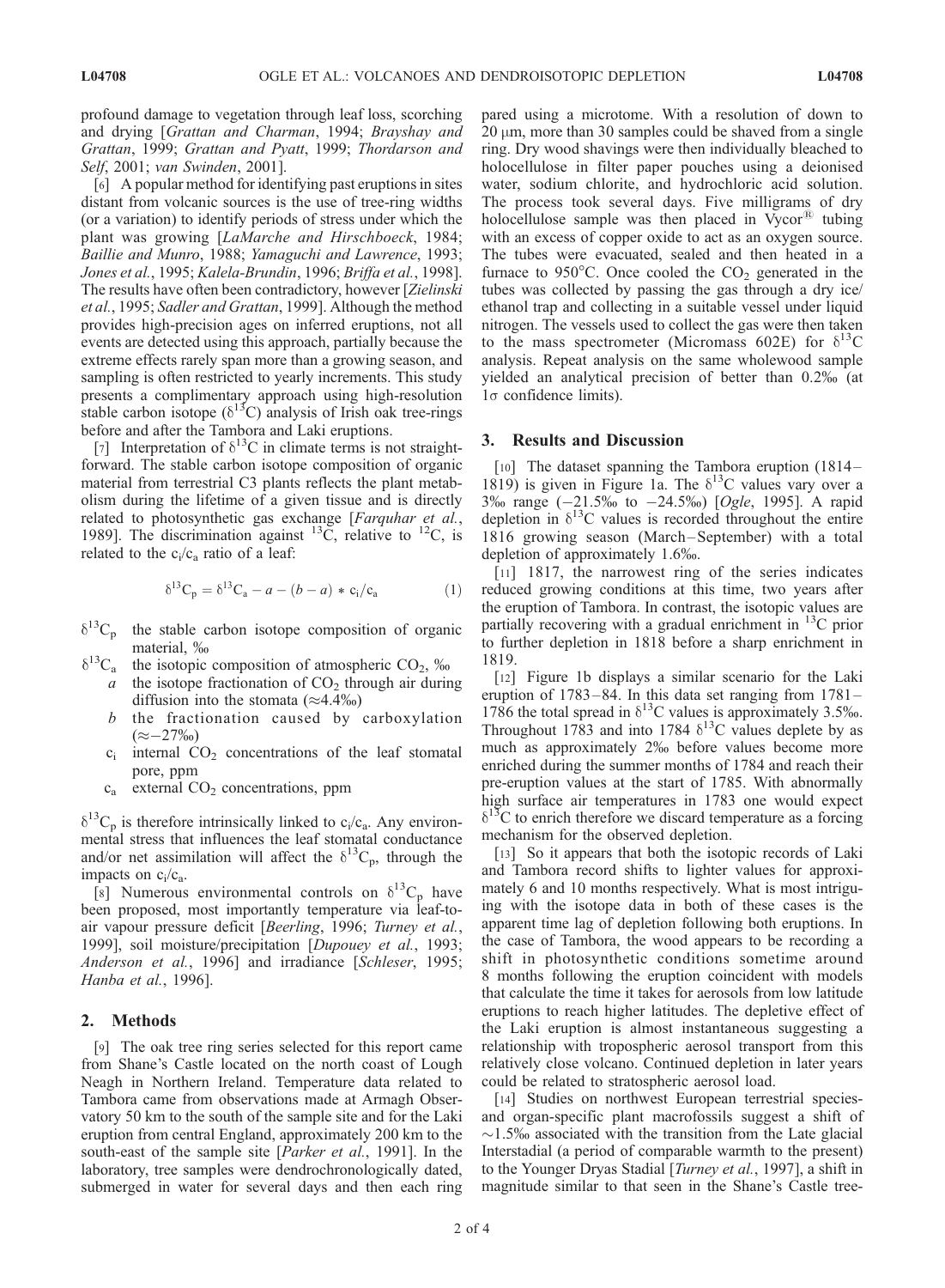profound damage to vegetation through leaf loss, scorching and drying [*Grattan and Charman*, 1994; *Brayshay and Grattan*, 1999; *Grattan and Pyatt*, 1999; *Thordarson and Self*, 2001; *van Swinden*, 2001].

[6] A popular method for identifying past eruptions in sites distant from volcanic sources is the use of tree-ring widths (or a variation) to identify periods of stress under which the plant was growing [*LaMarche and Hirschboeck*, 1984; *Baillie and Munro*, 1988; *Yamaguchi and Lawrence*, 1993; *Jones et al.*, 1995; *Kalela-Brundin*, 1996; *Briffa et al.*, 1998]. The results have often been contradictory, however [*Zielinski et al.*, 1995; *Sadler and Grattan*, 1999]. Although the method provides high-precision ages on inferred eruptions, not all events are detected using this approach, partially because the extreme effects rarely span more than a growing season, and sampling is often restricted to yearly increments. This study presents a complimentary approach using high-resolution stable carbon isotope ($\delta^{13}C$) analysis of Irish oak tree-rings before and after the Tambora and Laki eruptions.

[7] Interpretation of $\delta^{13}C$ in climate terms is not straightforward. The stable carbon isotope composition of organic material from terrestrial C3 plants reflects the plant metabolism during the lifetime of a given tissue and is directly related to photosynthetic gas exchange [*Farquhar et al.*, 1989]. The discrimination against $^{13}C$, relative to $^{12}C$, is related to the $c_i/c_a$ ratio of a leaf:

$$\delta^{13}C_p = \delta^{13}C_a - a - (b - a) * c_i/c_a \tag{1}$$

- $\delta^{13}C_p$ the stable carbon isotope composition of organic material, ‰
- $\delta^{13}C_a$ the isotopic composition of atmospheric $CO_2$, ‰
- $a$ the isotope fractionation of $CO_2$ through air during diffusion into the stomata (≈4.4‰)
- $b$ the fractionation caused by carboxylation (≈−27‰)
- $c_i$ internal $CO_2$ concentrations of the leaf stomatal pore, ppm
- $c_a$ external $CO_2$ concentrations, ppm

$\delta^{13}C_p$ is therefore intrinsically linked to $c_i/c_a$. Any environmental stress that influences the leaf stomatal conductance and/or net assimilation will affect the $\delta^{13}C_p$, through the impacts on $c_i/c_a$.

[8] Numerous environmental controls on $\delta^{13}C_p$ have been proposed, most importantly temperature via leaf-to-air vapour pressure deficit [*Beerling*, 1996; *Turney et al.*, 1999], soil moisture/precipitation [*Dupouey et al.*, 1993; *Anderson et al.*, 1996] and irradiance [*Schleser*, 1995; *Hanba et al.*, 1996].

## 2. Methods

[9] The oak tree ring series selected for this report came from Shane's Castle located on the north coast of Lough Neagh in Northern Ireland. Temperature data related to Tambora came from observations made at Armagh Observatory 50 km to the south of the sample site and for the Laki eruption from central England, approximately 200 km to the south-east of the sample site [*Parker et al.*, 1991]. In the laboratory, tree samples were dendrochronologically dated, submerged in water for several days and then each ring pared using a microtome. With a resolution of down to 20 μm, more than 30 samples could be shaved from a single ring. Dry wood shavings were then individually bleached to holocellulose in filter paper pouches using a deionised water, sodium chlorite, and hydrochloric acid solution. The process took several days. Five milligrams of dry holocellulose sample was then placed in Vycor® tubing with an excess of copper oxide to act as an oxygen source. The tubes were evacuated, sealed and then heated in a furnace to 950°C. Once cooled the $CO_2$ generated in the tubes was collected by passing the gas through a dry ice/ethanol trap and collecting in a suitable vessel under liquid nitrogen. The vessels used to collect the gas were then taken to the mass spectrometer (Micromass 602E) for $\delta^{13}C$ analysis. Repeat analysis on the same wholewood sample yielded an analytical precision of better than 0.2‰ (at 1σ confidence limits).

## 3. Results and Discussion

[10] The dataset spanning the Tambora eruption (1814–1819) is given in Figure 1a. The $\delta^{13}C$ values vary over a 3‰ range (−21.5‰ to −24.5‰) [*Ogle*, 1995]. A rapid depletion in $\delta^{13}C$ values is recorded throughout the entire 1816 growing season (March–September) with a total depletion of approximately 1.6‰.

[11] 1817, the narrowest ring of the series indicates reduced growing conditions at this time, two years after the eruption of Tambora. In contrast, the isotopic values are partially recovering with a gradual enrichment in $^{13}C$ prior to further depletion in 1818 before a sharp enrichment in 1819.

[12] Figure 1b displays a similar scenario for the Laki eruption of 1783–84. In this data set ranging from 1781–1786 the total spread in $\delta^{13}C$ values is approximately 3.5‰. Throughout 1783 and into 1784 $\delta^{13}C$ values deplete by as much as approximately 2‰ before values become more enriched during the summer months of 1784 and reach their pre-eruption values at the start of 1785. With abnormally high surface air temperatures in 1783 one would expect $\delta^{13}C$ to enrich therefore we discard temperature as a forcing mechanism for the observed depletion.

[13] So it appears that both the isotopic records of Laki and Tambora record shifts to lighter values for approximately 6 and 10 months respectively. What is most intriguing with the isotope data in both of these cases is the apparent time lag of depletion following both eruptions. In the case of Tambora, the wood appears to be recording a shift in photosynthetic conditions sometime around 8 months following the eruption coincident with models that calculate the time it takes for aerosols from low latitude eruptions to reach higher latitudes. The depletive effect of the Laki eruption is almost instantaneous suggesting a relationship with tropospheric aerosol transport from this relatively close volcano. Continued depletion in later years could be related to stratospheric aerosol load.

[14] Studies on northwest European terrestrial species- and organ-specific plant macrofossils suggest a shift of ~1.5‰ associated with the transition from the Late glacial Interstadial (a period of comparable warmth to the present) to the Younger Dryas Stadial [*Turney et al.*, 1997], a shift in magnitude similar to that seen in the Shane's Castle tree-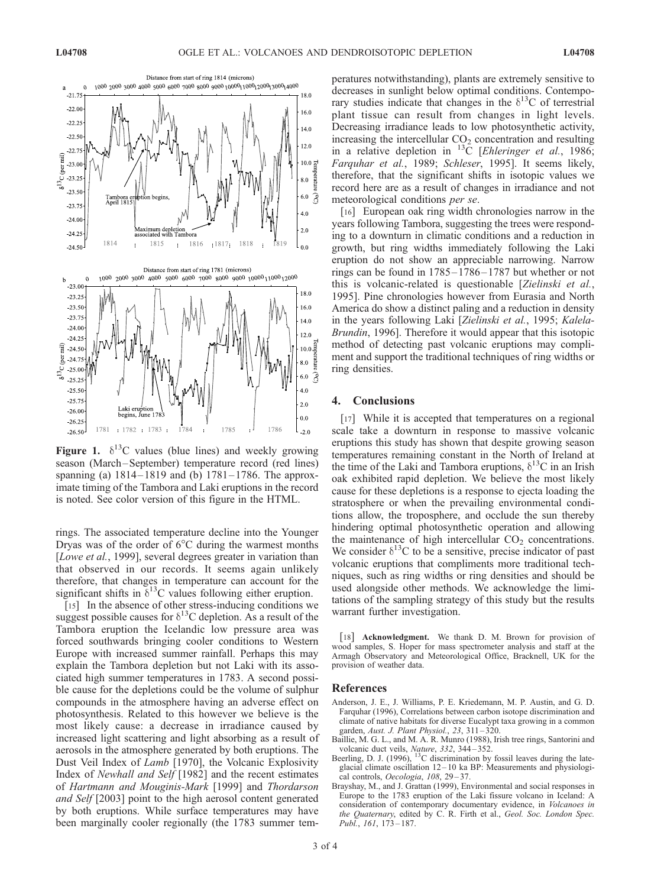**Figure 1.** $\delta^{13}C$ values (blue lines) and weekly growing season (March–September) temperature record (red lines) spanning (a) 1814–1819 and (b) 1781–1786. The approximate timing of the Tambora and Laki eruptions in the record is noted. See color version of this figure in the HTML.

rings. The associated temperature decline into the Younger Dryas was of the order of 6°C during the warmest months [*Lowe et al.*, 1999], several degrees greater in variation than that observed in our records. It seems again unlikely therefore, that changes in temperature can account for the significant shifts in $\delta^{13}C$ values following either eruption.

[15] In the absence of other stress-inducing conditions we suggest possible causes for $\delta^{13}C$ depletion. As a result of the Tambora eruption the Icelandic low pressure area was forced southwards bringing cooler conditions to Western Europe with increased summer rainfall. Perhaps this may explain the Tambora depletion but not Laki with its associated high summer temperatures in 1783. A second possible cause for the depletions could be the volume of sulphur compounds in the atmosphere having an adverse effect on photosynthesis. Related to this however we believe is the most likely cause: a decrease in irradiance caused by increased light scattering and light absorbing as a result of aerosols in the atmosphere generated by both eruptions. The Dust Veil Index of *Lamb* [1970], the Volcanic Explosivity Index of *Newhall and Self* [1982] and the recent estimates of *Hartmann and Mouginis-Mark* [1999] and *Thordarson and Self* [2003] point to the high aerosol content generated by both eruptions. While surface temperatures may have been marginally cooler regionally (the 1783 summer temperatures notwithstanding), plants are extremely sensitive to decreases in sunlight below optimal conditions. Contemporary studies indicate that changes in the $\delta^{13}C$ of terrestrial plant tissue can result from changes in light levels. Decreasing irradiance leads to low photosynthetic activity, increasing the intercellular $CO_2$ concentration and resulting in a relative depletion in $^{13}C$ [*Ehleringer et al.*, 1986; *Farquhar et al.*, 1989; *Schleser*, 1995]. It seems likely, therefore, that the significant shifts in isotopic values we record here are as a result of changes in irradiance and not meteorological conditions *per se*.

[16] European oak ring width chronologies narrow in the years following Tambora, suggesting the trees were responding to a downturn in climatic conditions and a reduction in growth, but ring widths immediately following the Laki eruption do not show an appreciable narrowing. Narrow rings can be found in 1785–1786–1787 but whether or not this is volcanic-related is questionable [*Zielinski et al.*, 1995]. Pine chronologies however from Eurasia and North America do show a distinct paling and a reduction in density in the years following Laki [*Zielinski et al.*, 1995; *Kalela-Brundin*, 1996]. Therefore it would appear that this isotopic method of detecting past volcanic eruptions may compliment and support the traditional techniques of ring widths or ring densities.

## 4. Conclusions

[17] While it is accepted that temperatures on a regional scale take a downturn in response to massive volcanic eruptions this study has shown that despite growing season temperatures remaining constant in the North of Ireland at the time of the Laki and Tambora eruptions, $\delta^{13}C$ in an Irish oak exhibited rapid depletion. We believe the most likely cause for these depletions is a response to ejecta loading the stratosphere or when the prevailing environmental conditions allow, the troposphere, and occlude the sun thereby hindering optimal photosynthetic operation and allowing the maintenance of high intercellular $CO_2$ concentrations. We consider $\delta^{13}C$ to be a sensitive, precise indicator of past volcanic eruptions that compliments more traditional techniques, such as ring widths or ring densities and should be used alongside other methods. We acknowledge the limitations of the sampling strategy of this study but the results warrant further investigation.

[18] **Acknowledgment.** We thank D. M. Brown for provision of wood samples, S. Hoper for mass spectrometer analysis and staff at the Armagh Observatory and Meteorological Office, Bracknell, UK for the provision of weather data.

## References

Anderson, J. E., J. Williams, P. E. Kriedemann, M. P. Austin, and G. D. Farquhar (1996), Correlations between carbon isotope discrimination and climate of native habitats for diverse Eucalypt taxa growing in a common garden, *Aust. J. Plant Physiol.*, *23*, 311–320.

Baillie, M. G. L., and M. A. R. Munro (1988), Irish tree rings, Santorini and volcanic duct veils, *Nature*, *332*, 344–352.

Beerling, D. J. (1996), $^{13}C$ discrimination by fossil leaves during the late-glacial climate oscillation 12–10 ka BP: Measurements and physiological controls, *Oecologia*, *108*, 29–37.

Brayshay, M., and J. Grattan (1999), Environmental and social responses in Europe to the 1783 eruption of the Laki fissure volcano in Iceland: A consideration of contemporary documentary evidence, in *Volcanoes in the Quaternary*, edited by C. R. Firth et al., *Geol. Soc. London Spec. Publ.*, *161*, 173–187.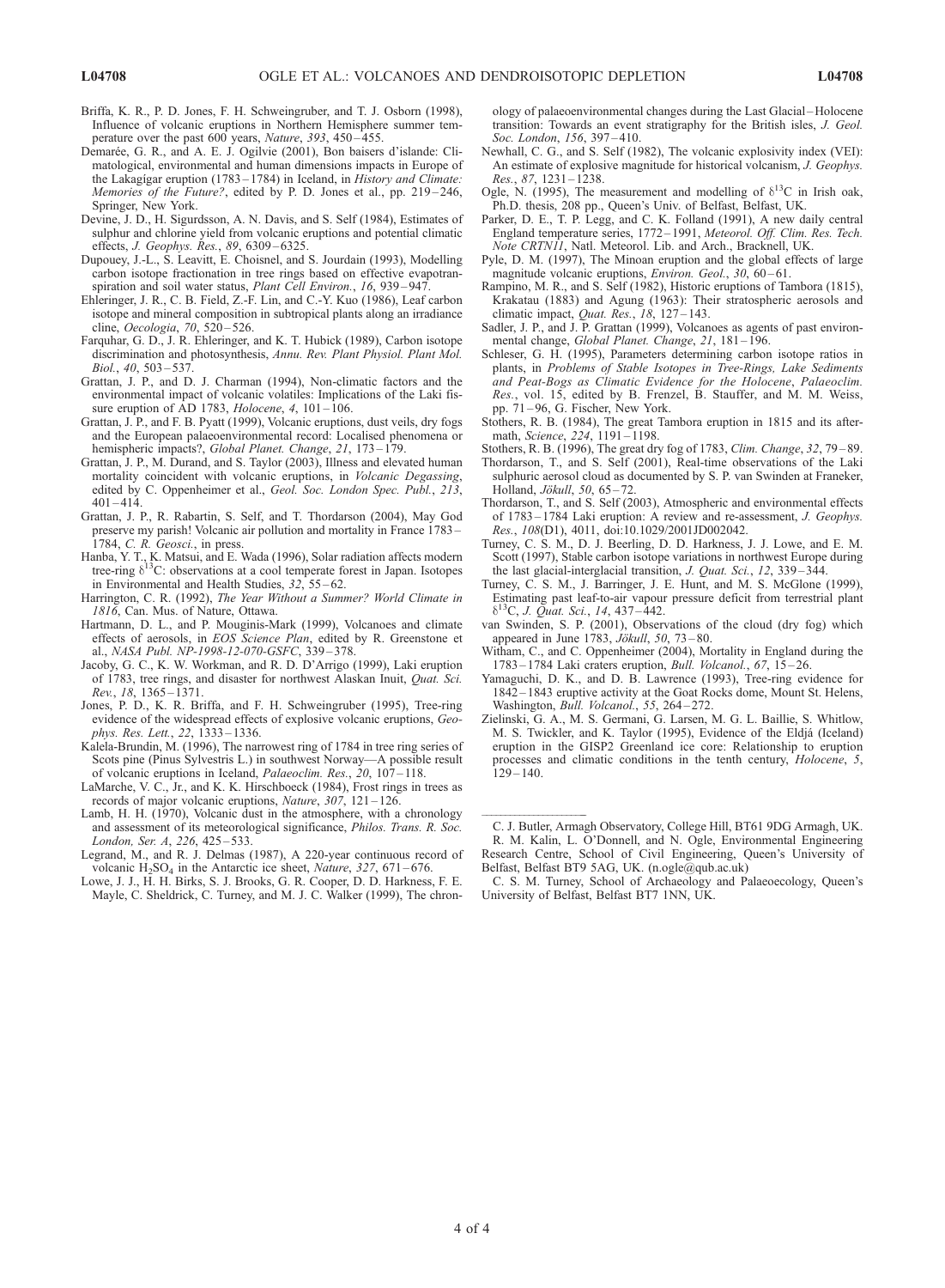Briffa, K. R., P. D. Jones, F. H. Schweingruber, and T. J. Osborn (1998), Influence of volcanic eruptions in Northern Hemisphere summer temperature over the past 600 years, *Nature*, *393*, 450–455.

Demarée, G. R., and A. E. J. Ogilvie (2001), Bon baisers d'islande: Climatological, environmental and human dimensions impacts in Europe of the Lakagígar eruption (1783–1784) in Iceland, in *History and Climate: Memories of the Future?*, edited by P. D. Jones et al., pp. 219–246, Springer, New York.

Devine, J. D., H. Sigurdsson, A. N. Davis, and S. Self (1984), Estimates of sulphur and chlorine yield from volcanic eruptions and potential climatic effects, *J. Geophys. Res.*, *89*, 6309–6325.

Dupouey, J.-L., S. Leavitt, E. Choisnel, and S. Jourdain (1993), Modelling carbon isotope fractionation in tree rings based on effective evapotranspiration and soil water status, *Plant Cell Environ.*, *16*, 939–947.

Ehleringer, J. R., C. B. Field, Z.-F. Lin, and C.-Y. Kuo (1986), Leaf carbon isotope and mineral composition in subtropical plants along an irradiance cline, *Oecologia*, *70*, 520–526.

Farquhar, G. D., J. R. Ehleringer, and K. T. Hubick (1989), Carbon isotope discrimination and photosynthesis, *Annu. Rev. Plant Physiol. Plant Mol. Biol.*, *40*, 503–537.

Grattan, J. P., and D. J. Charman (1994), Non-climatic factors and the environmental impact of volcanic volatiles: Implications of the Laki fissure eruption of AD 1783, *Holocene*, *4*, 101–106.

Grattan, J. P., and F. B. Pyatt (1999), Volcanic eruptions, dust veils, dry fogs and the European palaeoenvironmental record: Localised phenomena or hemispheric impacts?, *Global Planet. Change*, *21*, 173–179.

Grattan, J. P., M. Durand, and S. Taylor (2003), Illness and elevated human mortality coincident with volcanic eruptions, in *Volcanic Degassing*, edited by C. Oppenheimer et al., *Geol. Soc. London Spec. Publ.*, *213*, 401–414.

Grattan, J. P., R. Rabartin, S. Self, and T. Thordarson (2004), May God preserve my parish! Volcanic air pollution and mortality in France 1783–1784, *C. R. Geosci.*, in press.

Hanba, Y. T., K. Matsui, and E. Wada (1996), Solar radiation affects modern tree-ring $\delta^{13}$C: observations at a cool temperate forest in Japan. Isotopes in Environmental and Health Studies, *32*, 55–62.

Harrington, C. R. (1992), *The Year Without a Summer? World Climate in 1816*, Can. Mus. of Nature, Ottawa.

Hartmann, D. L., and P. Mouginis-Mark (1999), Volcanoes and climate effects of aerosols, in *EOS Science Plan*, edited by R. Greenstone et al., *NASA Publ. NP-1998-12-070-GSFC*, 339–378.

Jacoby, G. C., K. W. Workman, and R. D. D'Arrigo (1999), Laki eruption of 1783, tree rings, and disaster for northwest Alaskan Inuit, *Quat. Sci. Rev.*, *18*, 1365–1371.

Jones, P. D., K. R. Briffa, and F. H. Schweingruber (1995), Tree-ring evidence of the widespread effects of explosive volcanic eruptions, *Geophys. Res. Lett.*, *22*, 1333–1336.

Kalela-Brundin, M. (1996), The narrowest ring of 1784 in tree ring series of Scots pine (Pinus Sylvestris L.) in southwest Norway—A possible result of volcanic eruptions in Iceland, *Palaeoclim. Res.*, *20*, 107–118.

LaMarche, V. C., Jr., and K. K. Hirschboeck (1984), Frost rings in trees as records of major volcanic eruptions, *Nature*, *307*, 121–126.

Lamb, H. H. (1970), Volcanic dust in the atmosphere, with a chronology and assessment of its meteorological significance, *Philos. Trans. R. Soc. London, Ser. A*, *226*, 425–533.

Legrand, M., and R. J. Delmas (1987), A 220-year continuous record of volcanic $H_2SO_4$ in the Antarctic ice sheet, *Nature*, *327*, 671–676.

Lowe, J. J., H. H. Birks, S. J. Brooks, G. R. Cooper, D. D. Harkness, F. E. Mayle, C. Sheldrick, C. Turney, and M. J. C. Walker (1999), The chronology of palaeoenvironmental changes during the Last Glacial–Holocene transition: Towards an event stratigraphy for the British isles, *J. Geol. Soc. London*, *156*, 397–410.

Newhall, C. G., and S. Self (1982), The volcanic explosivity index (VEI): An estimate of explosive magnitude for historical volcanism, *J. Geophys. Res.*, *87*, 1231–1238.

Ogle, N. (1995), The measurement and modelling of $\delta^{13}$C in Irish oak, Ph.D. thesis, 208 pp., Queen's Univ. of Belfast, Belfast, UK.

Parker, D. E., T. P. Legg, and C. K. Folland (1991), A new daily central England temperature series, 1772–1991, *Meteorol. Off. Clim. Res. Tech. Note CRTN11*, Natl. Meteorol. Lib. and Arch., Bracknell, UK.

Pyle, D. M. (1997), The Minoan eruption and the global effects of large magnitude volcanic eruptions, *Environ. Geol.*, *30*, 60–61.

Rampino, M. R., and S. Self (1982), Historic eruptions of Tambora (1815), Krakatau (1883) and Agung (1963): Their stratospheric aerosols and climatic impact, *Quat. Res.*, *18*, 127–143.

Sadler, J. P., and J. P. Grattan (1999), Volcanoes as agents of past environmental change, *Global Planet. Change*, *21*, 181–196.

Schleser, G. H. (1995), Parameters determining carbon isotope ratios in plants, in *Problems of Stable Isotopes in Tree-Rings, Lake Sediments and Peat-Bogs as Climatic Evidence for the Holocene*, *Palaeoclim. Res.*, vol. 15, edited by B. Frenzel, B. Stauffer, and M. M. Weiss, pp. 71–96, G. Fischer, New York.

Stothers, R. B. (1984), The great Tambora eruption in 1815 and its aftermath, *Science*, *224*, 1191–1198.

Stothers, R. B. (1996), The great dry fog of 1783, *Clim. Change*, *32*, 79–89.

Thordarson, T., and S. Self (2001), Real-time observations of the Laki sulphuric aerosol cloud as documented by S. P. van Swinden at Franeker, Holland, *Jökull*, *50*, 65–72.

Thordarson, T., and S. Self (2003), Atmospheric and environmental effects of 1783–1784 Laki eruption: A review and re-assessment, *J. Geophys. Res.*, *108*(D1), 4011, doi:10.1029/2001JD002042.

Turney, C. S. M., D. J. Beerling, D. D. Harkness, J. J. Lowe, and E. M. Scott (1997), Stable carbon isotope variations in northwest Europe during the last glacial-interglacial transition, *J. Quat. Sci.*, *12*, 339–344.

Turney, C. S. M., J. Barringer, J. E. Hunt, and M. S. McGlone (1999), Estimating past leaf-to-air vapour pressure deficit from terrestrial plant $\delta^{13}$C, *J. Quat. Sci.*, *14*, 437–442.

van Swinden, S. P. (2001), Observations of the cloud (dry fog) which appeared in June 1783, *Jökull*, *50*, 73–80.

Witham, C., and C. Oppenheimer (2004), Mortality in England during the 1783–1784 Laki craters eruption, *Bull. Volcanol.*, *67*, 15–26.

Yamaguchi, D. K., and D. B. Lawrence (1993), Tree-ring evidence for 1842–1843 eruptive activity at the Goat Rocks dome, Mount St. Helens, Washington, *Bull. Volcanol.*, *55*, 264–272.

Zielinski, G. A., M. S. Germani, G. Larsen, M. G. L. Baillie, S. Whitlow, M. S. Twickler, and K. Taylor (1995), Evidence of the Eldjá (Iceland) eruption in the GISP2 Greenland ice core: Relationship to eruption processes and climatic conditions in the tenth century, *Holocene*, *5*, 129–140.

---

C. J. Butler, Armagh Observatory, College Hill, BT61 9DG Armagh, UK.

R. M. Kalin, L. O'Donnell, and N. Ogle, Environmental Engineering Research Centre, School of Civil Engineering, Queen's University of Belfast, Belfast BT9 5AG, UK. (n.ogle@qub.ac.uk)

C. S. M. Turney, School of Archaeology and Palaeoecology, Queen's University of Belfast, Belfast BT7 1NN, UK.